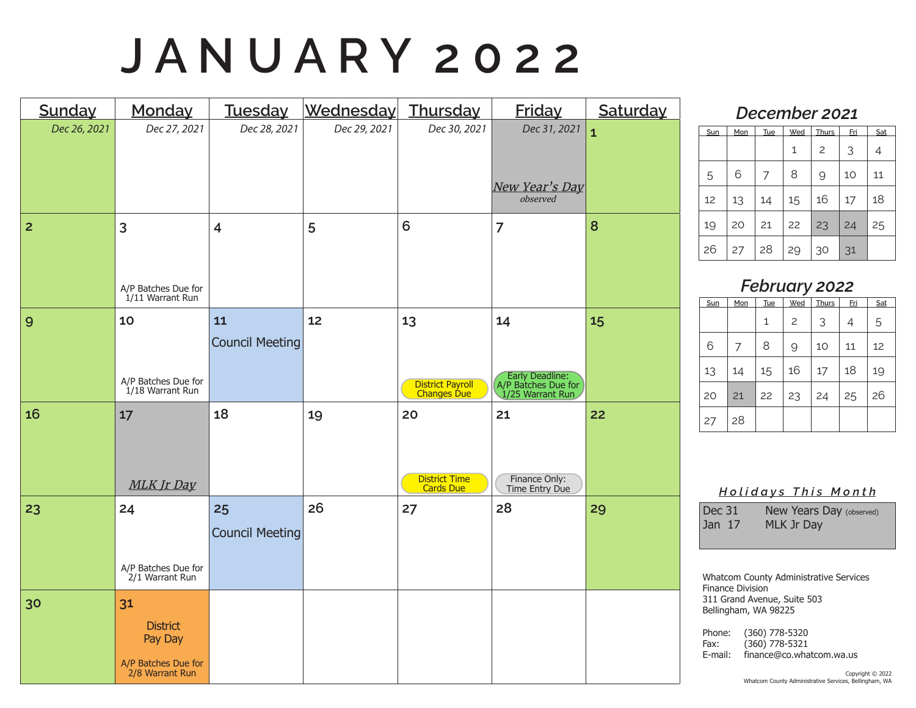# JANUARY 2022

| Sunday | Monday | Tuesday | Wednesday | Thursday | Friday | Saturday |
|---|---|---|---|---|---|---|
| *Dec 26, 2021* | *Dec 27, 2021* | *Dec 28, 2021* | *Dec 29, 2021* | *Dec 30, 2021* | *Dec 31, 2021* <br> ***New Year's Day*** <br> *observed* | 1 |
| 2 | 3 <br> A/P Batches Due for 1/11 Warrant Run | 4 | 5 | 6 | 7 | 8 |
| 9 | 10 <br> A/P Batches Due for 1/18 Warrant Run | 11 <br> Council Meeting | 12 | 13 <br> District Payroll Changes Due | 14 <br> Early Deadline: A/P Batches Due for 1/25 Warrant Run | 15 |
| 16 | 17 <br> ***MLK Jr Day*** | 18 | 19 | 20 <br> District Time Cards Due | 21 <br> Finance Only: Time Entry Due | 22 |
| 23 | 24 <br> A/P Batches Due for 2/1 Warrant Run | 25 <br> Council Meeting | 26 | 27 | 28 | 29 |
| 30 | 31 <br> District Pay Day <br> A/P Batches Due for 2/8 Warrant Run | | | | | |

## *December 2021*

| Sun | Mon | Tue | Wed | Thurs | Fri | Sat |
|---|---|---|---|---|---|---|
| | | | 1 | 2 | 3 | 4 |
| 5 | 6 | 7 | 8 | 9 | 10 | 11 |
| 12 | 13 | 14 | 15 | 16 | 17 | 18 |
| 19 | 20 | 21 | 22 | 23 | 24 | 25 |
| 26 | 27 | 28 | 29 | 30 | 31 | |

## *February 2022*

| Sun | Mon | Tue | Wed | Thurs | Fri | Sat |
|---|---|---|---|---|---|---|
| | | 1 | 2 | 3 | 4 | 5 |
| 6 | 7 | 8 | 9 | 10 | 11 | 12 |
| 13 | 14 | 15 | 16 | 17 | 18 | 19 |
| 20 | 21 | 22 | 23 | 24 | 25 | 26 |
| 27 | 28 | | | | | |

### *Holidays This Month*

| | |
|---|---|
| Dec 31 | New Years Day (observed) |
| Jan 17 | MLK Jr Day |

Whatcom County Administrative Services
Finance Division
311 Grand Avenue, Suite 503
Bellingham, WA 98225

Phone: (360) 778-5320
Fax: (360) 778-5321
E-mail: finance@co.whatcom.wa.us

Copyright © 2022
Whatcom County Administrative Services, Bellingham, WA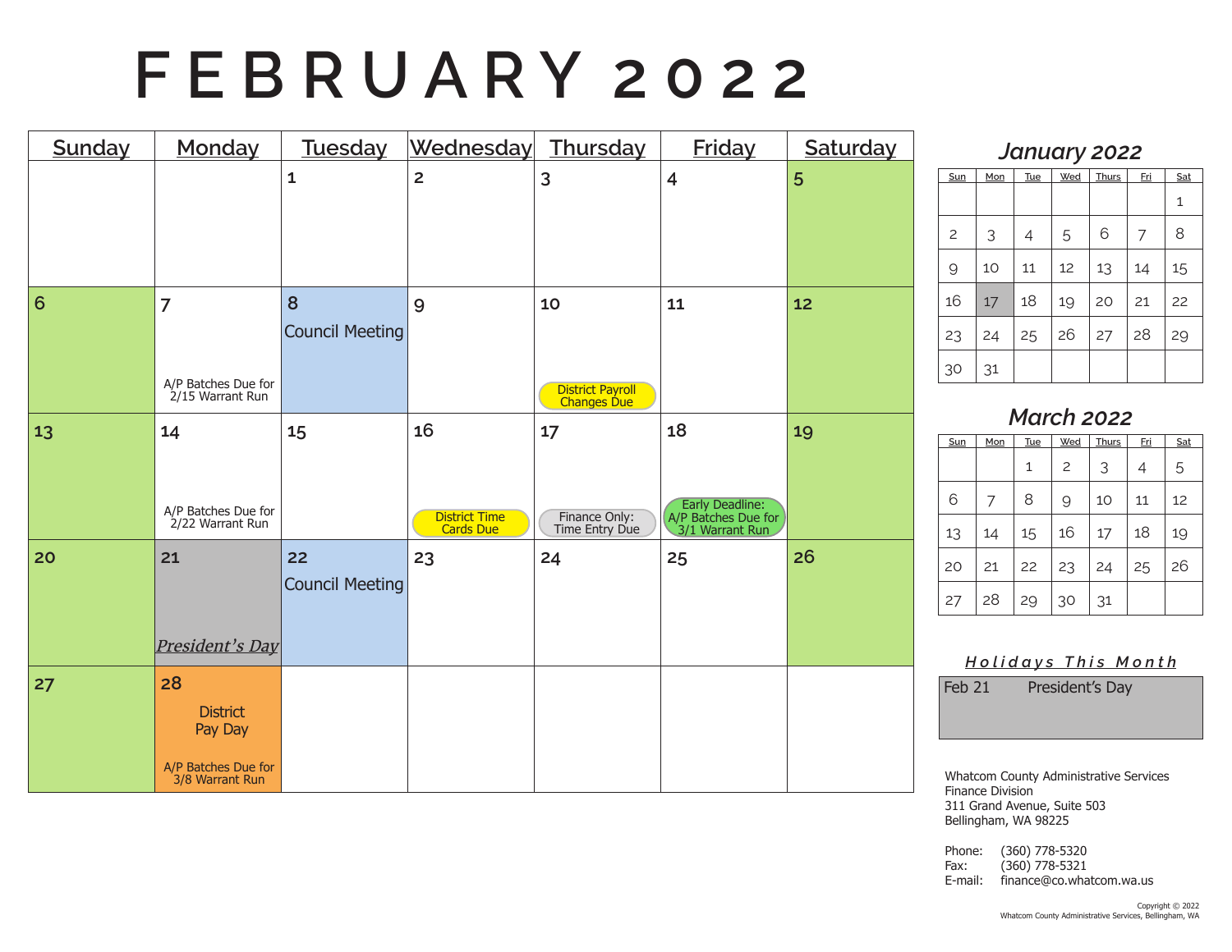# FEBRUARY 2022

| Sunday | Monday | Tuesday | Wednesday | Thursday | Friday | Saturday |
|---|---|---|---|---|---|---|
| | | 1 | 2 | 3 | 4 | 5 |
| 6 | 7<br>A/P Batches Due for 2/15 Warrant Run | 8<br>Council Meeting | 9 | 10<br>District Payroll Changes Due | 11 | 12 |
| 13 | 14<br>A/P Batches Due for 2/22 Warrant Run | 15 | 16<br>District Time Cards Due | 17<br>Finance Only: Time Entry Due | 18<br>Early Deadline: A/P Batches Due for 3/1 Warrant Run | 19 |
| 20 | 21<br>President's Day | 22<br>Council Meeting | 23 | 24 | 25 | 26 |
| 27 | 28<br>District Pay Day<br>A/P Batches Due for 3/8 Warrant Run | | | | | |

## January 2022

| Sun | Mon | Tue | Wed | Thurs | Fri | Sat |
|---|---|---|---|---|---|---|
| | | | | | | 1 |
| 2 | 3 | 4 | 5 | 6 | 7 | 8 |
| 9 | 10 | 11 | 12 | 13 | 14 | 15 |
| 16 | 17 | 18 | 19 | 20 | 21 | 22 |
| 23 | 24 | 25 | 26 | 27 | 28 | 29 |
| 30 | 31 | | | | | |

## March 2022

| Sun | Mon | Tue | Wed | Thurs | Fri | Sat |
|---|---|---|---|---|---|---|
| | | 1 | 2 | 3 | 4 | 5 |
| 6 | 7 | 8 | 9 | 10 | 11 | 12 |
| 13 | 14 | 15 | 16 | 17 | 18 | 19 |
| 20 | 21 | 22 | 23 | 24 | 25 | 26 |
| 27 | 28 | 29 | 30 | 31 | | |

### Holidays This Month

Feb 21 President's Day

Whatcom County Administrative Services
Finance Division
311 Grand Avenue, Suite 503
Bellingham, WA 98225

Phone: (360) 778-5320
Fax: (360) 778-5321
E-mail: finance@co.whatcom.wa.us

Copyright © 2022
Whatcom County Administrative Services, Bellingham, WA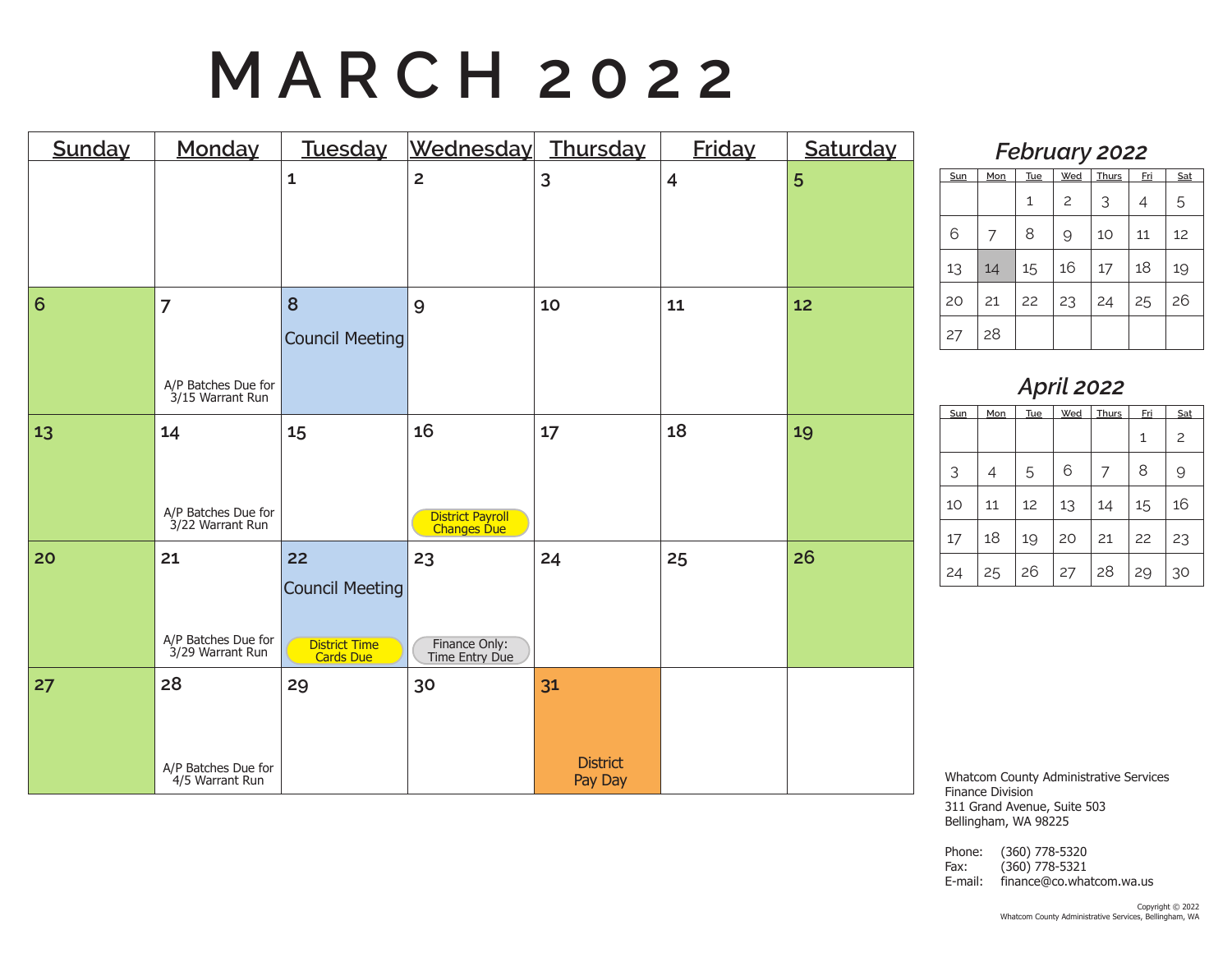# MARCH 2022

| Sunday | Monday | Tuesday | Wednesday | Thursday | Friday | Saturday |
|---|---|---|---|---|---|---|
| | | 1 | 2 | 3 | 4 | 5 |
| 6 | 7 A/P Batches Due for 3/15 Warrant Run | 8 Council Meeting | 9 | 10 | 11 | 12 |
| 13 | 14 A/P Batches Due for 3/22 Warrant Run | 15 | 16 District Payroll Changes Due | 17 | 18 | 19 |
| 20 | 21 A/P Batches Due for 3/29 Warrant Run | 22 Council Meeting District Time Cards Due | 23 Finance Only: Time Entry Due | 24 | 25 | 26 |
| 27 | 28 A/P Batches Due for 4/5 Warrant Run | 29 | 30 | 31 District Pay Day | | |

## February 2022

| Sun | Mon | Tue | Wed | Thurs | Fri | Sat |
|---|---|---|---|---|---|---|
| | | 1 | 2 | 3 | 4 | 5 |
| 6 | 7 | 8 | 9 | 10 | 11 | 12 |
| 13 | 14 | 15 | 16 | 17 | 18 | 19 |
| 20 | 21 | 22 | 23 | 24 | 25 | 26 |
| 27 | 28 | | | | | |

## April 2022

| Sun | Mon | Tue | Wed | Thurs | Fri | Sat |
|---|---|---|---|---|---|---|
| | | | | | 1 | 2 |
| 3 | 4 | 5 | 6 | 7 | 8 | 9 |
| 10 | 11 | 12 | 13 | 14 | 15 | 16 |
| 17 | 18 | 19 | 20 | 21 | 22 | 23 |
| 24 | 25 | 26 | 27 | 28 | 29 | 30 |

Whatcom County Administrative Services
Finance Division
311 Grand Avenue, Suite 503
Bellingham, WA 98225

Phone: (360) 778-5320
Fax: (360) 778-5321
E-mail: finance@co.whatcom.wa.us

Copyright © 2022
Whatcom County Administrative Services, Bellingham, WA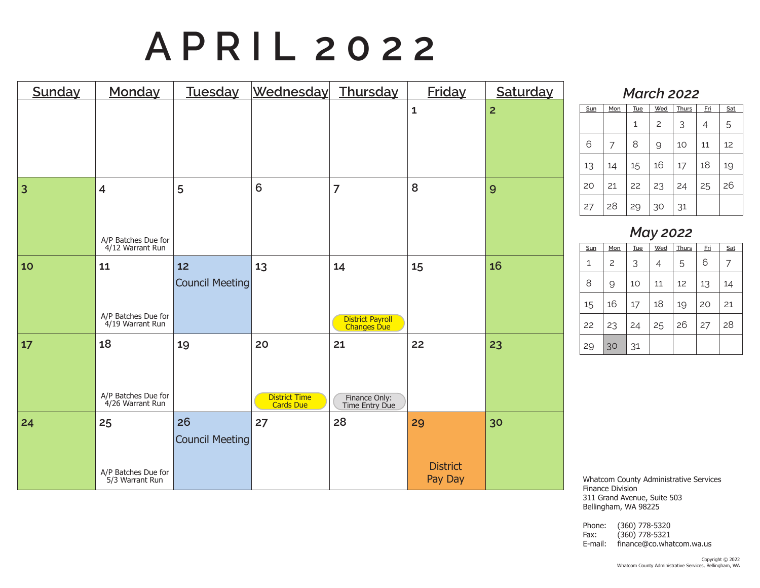# APRIL 2022

| Sunday | Monday | Tuesday | Wednesday | Thursday | Friday | Saturday |
|---|---|---|---|---|---|---|
| | | | | | 1 | 2 |
| 3 | 4 A/P Batches Due for 4/12 Warrant Run | 5 | 6 | 7 | 8 | 9 |
| 10 | 11 A/P Batches Due for 4/19 Warrant Run | 12 Council Meeting | 13 | 14 District Payroll Changes Due | 15 | 16 |
| 17 | 18 A/P Batches Due for 4/26 Warrant Run | 19 | 20 District Time Cards Due | 21 Finance Only: Time Entry Due | 22 | 23 |
| 24 | 25 A/P Batches Due for 5/3 Warrant Run | 26 Council Meeting | 27 | 28 | 29 District Pay Day | 30 |

## *March 2022*

| Sun | Mon | Tue | Wed | Thurs | Fri | Sat |
|---|---|---|---|---|---|---|
| | | 1 | 2 | 3 | 4 | 5 |
| 6 | 7 | 8 | 9 | 10 | 11 | 12 |
| 13 | 14 | 15 | 16 | 17 | 18 | 19 |
| 20 | 21 | 22 | 23 | 24 | 25 | 26 |
| 27 | 28 | 29 | 30 | 31 | | |

## *May 2022*

| Sun | Mon | Tue | Wed | Thurs | Fri | Sat |
|---|---|---|---|---|---|---|
| 1 | 2 | 3 | 4 | 5 | 6 | 7 |
| 8 | 9 | 10 | 11 | 12 | 13 | 14 |
| 15 | 16 | 17 | 18 | 19 | 20 | 21 |
| 22 | 23 | 24 | 25 | 26 | 27 | 28 |
| 29 | 30 | 31 | | | | |

Whatcom County Administrative Services
Finance Division
311 Grand Avenue, Suite 503
Bellingham, WA 98225

Phone: (360) 778-5320
Fax: (360) 778-5321
E-mail: finance@co.whatcom.wa.us

Copyright © 2022
Whatcom County Administrative Services, Bellingham, WA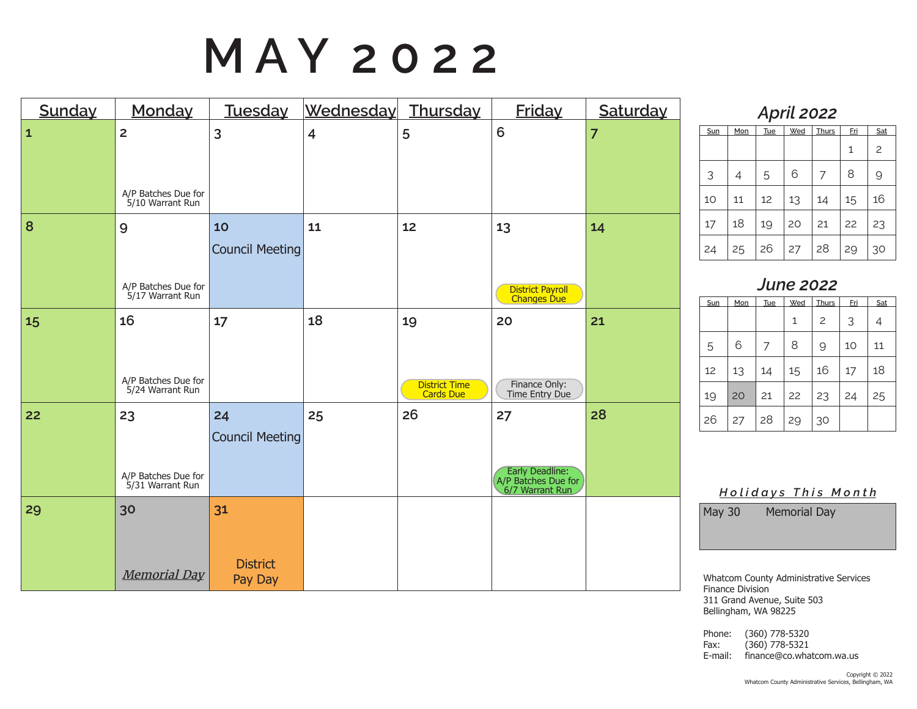# MAY 2022

| Sunday | Monday | Tuesday | Wednesday | Thursday | Friday | Saturday |
|---|---|---|---|---|---|---|
| 1 | 2<br>A/P Batches Due for 5/10 Warrant Run | 3 | 4 | 5 | 6 | 7 |
| 8 | 9<br>A/P Batches Due for 5/17 Warrant Run | 10<br>Council Meeting | 11 | 12 | 13<br>District Payroll Changes Due | 14 |
| 15 | 16<br>A/P Batches Due for 5/24 Warrant Run | 17 | 18 | 19<br>District Time Cards Due | 20<br>Finance Only: Time Entry Due | 21 |
| 22 | 23<br>A/P Batches Due for 5/31 Warrant Run | 24<br>Council Meeting | 25 | 26 | 27<br>Early Deadline: A/P Batches Due for 6/7 Warrant Run | 28 |
| 29 | 30<br>*Memorial Day* | 31<br>District Pay Day | | | | |

## April 2022

| Sun | Mon | Tue | Wed | Thurs | Fri | Sat |
|---|---|---|---|---|---|---|
| | | | | | 1 | 2 |
| 3 | 4 | 5 | 6 | 7 | 8 | 9 |
| 10 | 11 | 12 | 13 | 14 | 15 | 16 |
| 17 | 18 | 19 | 20 | 21 | 22 | 23 |
| 24 | 25 | 26 | 27 | 28 | 29 | 30 |

## June 2022

| Sun | Mon | Tue | Wed | Thurs | Fri | Sat |
|---|---|---|---|---|---|---|
| | | | 1 | 2 | 3 | 4 |
| 5 | 6 | 7 | 8 | 9 | 10 | 11 |
| 12 | 13 | 14 | 15 | 16 | 17 | 18 |
| 19 | 20 | 21 | 22 | 23 | 24 | 25 |
| 26 | 27 | 28 | 29 | 30 | | |

### *Holidays This Month*

May 30 Memorial Day

Whatcom County Administrative Services
Finance Division
311 Grand Avenue, Suite 503
Bellingham, WA 98225

Phone: (360) 778-5320
Fax: (360) 778-5321
E-mail: finance@co.whatcom.wa.us

Copyright © 2022
Whatcom County Administrative Services, Bellingham, WA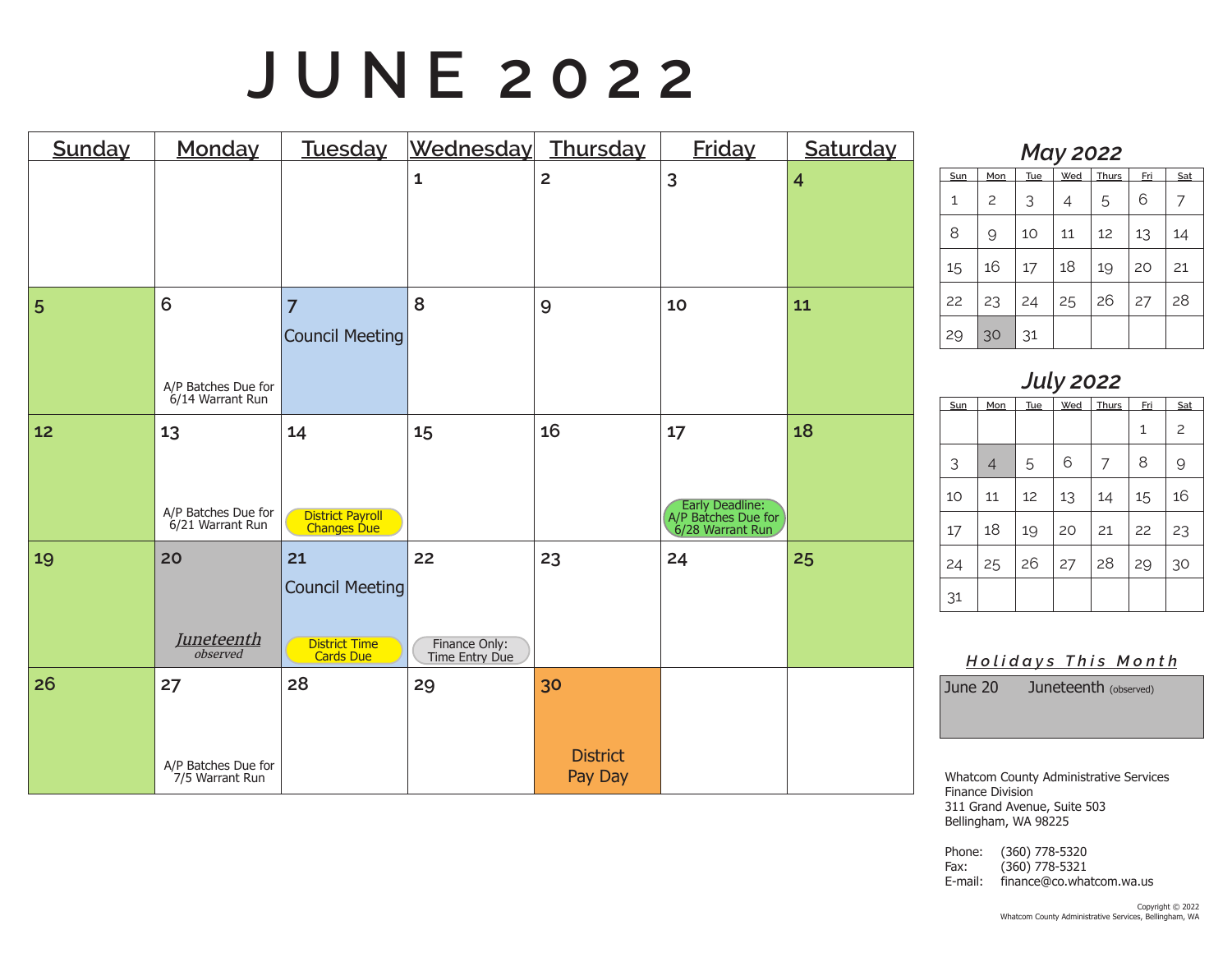# JUNE 2022

| Sunday | Monday | Tuesday | Wednesday | Thursday | Friday | Saturday |
|---|---|---|---|---|---|---|
| | | | 1 | 2 | 3 | 4 |
| 5 | 6<br>A/P Batches Due for 6/14 Warrant Run | 7<br>Council Meeting | 8 | 9 | 10 | 11 |
| 12 | 13<br>A/P Batches Due for 6/21 Warrant Run | 14<br>District Payroll Changes Due | 15 | 16 | 17<br>Early Deadline: A/P Batches Due for 6/28 Warrant Run | 18 |
| 19 | 20<br>*Juneteenth observed* | 21<br>Council Meeting<br>District Time Cards Due | 22<br>Finance Only: Time Entry Due | 23 | 24 | 25 |
| 26 | 27<br>A/P Batches Due for 7/5 Warrant Run | 28 | 29 | 30<br>District Pay Day | | |

## *May 2022*

| Sun | Mon | Tue | Wed | Thurs | Fri | Sat |
|---|---|---|---|---|---|---|
| 1 | 2 | 3 | 4 | 5 | 6 | 7 |
| 8 | 9 | 10 | 11 | 12 | 13 | 14 |
| 15 | 16 | 17 | 18 | 19 | 20 | 21 |
| 22 | 23 | 24 | 25 | 26 | 27 | 28 |
| 29 | 30 | 31 | | | | |

## *July 2022*

| Sun | Mon | Tue | Wed | Thurs | Fri | Sat |
|---|---|---|---|---|---|---|
| | | | | | 1 | 2 |
| 3 | 4 | 5 | 6 | 7 | 8 | 9 |
| 10 | 11 | 12 | 13 | 14 | 15 | 16 |
| 17 | 18 | 19 | 20 | 21 | 22 | 23 |
| 24 | 25 | 26 | 27 | 28 | 29 | 30 |
| 31 | | | | | | |

### *Holidays This Month*

June 20 Juneteenth (observed)

Whatcom County Administrative Services
Finance Division
311 Grand Avenue, Suite 503
Bellingham, WA 98225

Phone: (360) 778-5320
Fax: (360) 778-5321
E-mail: finance@co.whatcom.wa.us

Copyright © 2022
Whatcom County Administrative Services, Bellingham, WA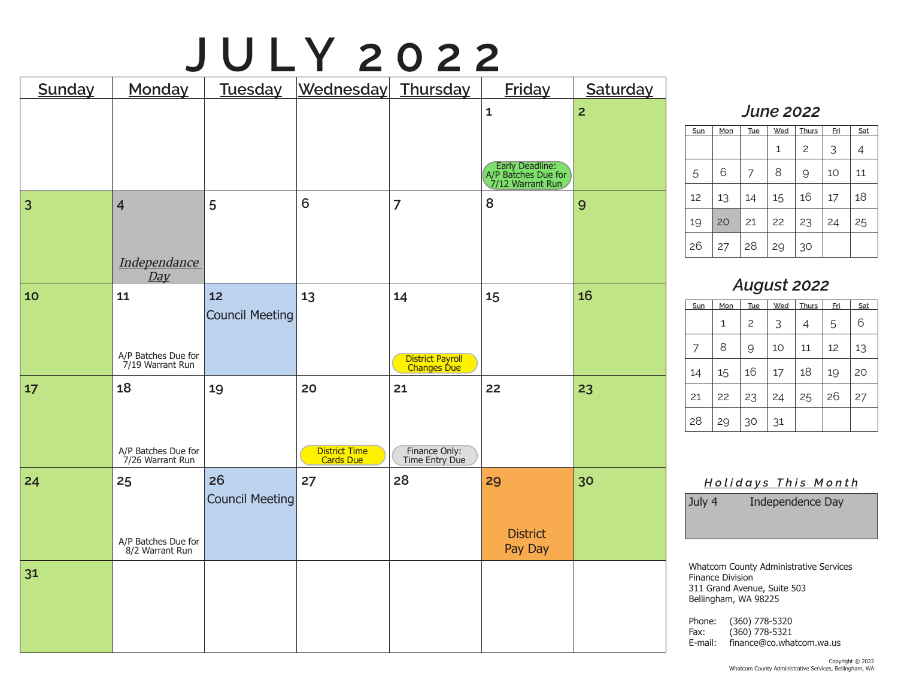# JULY 2022

| Sunday | Monday | Tuesday | Wednesday | Thursday | Friday | Saturday |
|---|---|---|---|---|---|---|
| | | | | | 1 Early Deadline: A/P Batches Due for 7/12 Warrant Run | 2 |
| 3 | 4 *Independance Day* | 5 | 6 | 7 | 8 | 9 |
| 10 | 11 A/P Batches Due for 7/19 Warrant Run | 12 Council Meeting | 13 | 14 District Payroll Changes Due | 15 | 16 |
| 17 | 18 A/P Batches Due for 7/26 Warrant Run | 19 | 20 District Time Cards Due | 21 Finance Only: Time Entry Due | 22 | 23 |
| 24 | 25 A/P Batches Due for 8/2 Warrant Run | 26 Council Meeting | 27 | 28 | 29 District Pay Day | 30 |
| 31 | | | | | | |

## *June 2022*

| Sun | Mon | Tue | Wed | Thurs | Fri | Sat |
|---|---|---|---|---|---|---|
| | | | 1 | 2 | 3 | 4 |
| 5 | 6 | 7 | 8 | 9 | 10 | 11 |
| 12 | 13 | 14 | 15 | 16 | 17 | 18 |
| 19 | 20 | 21 | 22 | 23 | 24 | 25 |
| 26 | 27 | 28 | 29 | 30 | | |

## *August 2022*

| Sun | Mon | Tue | Wed | Thurs | Fri | Sat |
|---|---|---|---|---|---|---|
| | 1 | 2 | 3 | 4 | 5 | 6 |
| 7 | 8 | 9 | 10 | 11 | 12 | 13 |
| 14 | 15 | 16 | 17 | 18 | 19 | 20 |
| 21 | 22 | 23 | 24 | 25 | 26 | 27 |
| 28 | 29 | 30 | 31 | | | |

### *Holidays This Month*

| | |
|---|---|
| July 4 | Independence Day |

Whatcom County Administrative Services
Finance Division
311 Grand Avenue, Suite 503
Bellingham, WA 98225

Phone: (360) 778-5320
Fax: (360) 778-5321
E-mail: finance@co.whatcom.wa.us

Copyright © 2022
Whatcom County Administrative Services, Bellingham, WA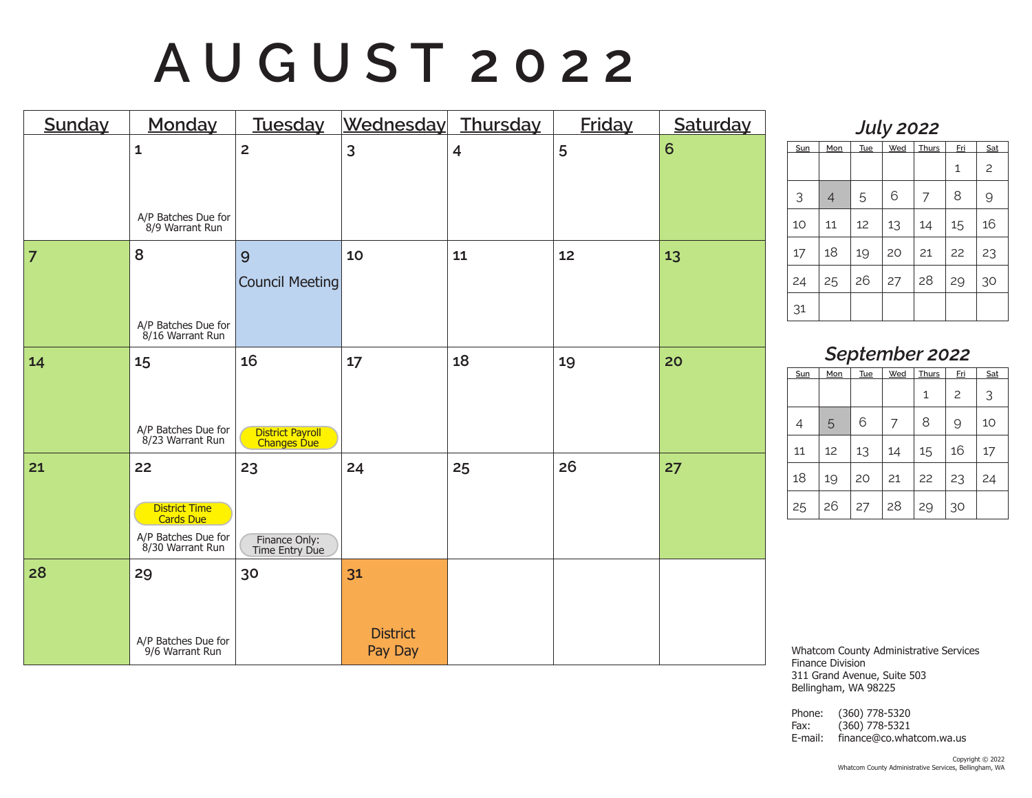# AUGUST 2022

| Sunday | Monday | Tuesday | Wednesday | Thursday | Friday | Saturday |
|---|---|---|---|---|---|---|
| | 1<br>A/P Batches Due for 8/9 Warrant Run | 2 | 3 | 4 | 5 | 6 |
| 7 | 8<br>A/P Batches Due for 8/16 Warrant Run | 9<br>Council Meeting | 10 | 11 | 12 | 13 |
| 14 | 15<br>A/P Batches Due for 8/23 Warrant Run | 16<br>District Payroll Changes Due | 17 | 18 | 19 | 20 |
| 21 | 22<br>District Time Cards Due<br>A/P Batches Due for 8/30 Warrant Run | 23<br>Finance Only: Time Entry Due | 24 | 25 | 26 | 27 |
| 28 | 29<br>A/P Batches Due for 9/6 Warrant Run | 30 | 31<br>District Pay Day | | | |

## July 2022

| Sun | Mon | Tue | Wed | Thurs | Fri | Sat |
|---|---|---|---|---|---|---|
| | | | | | 1 | 2 |
| 3 | 4 | 5 | 6 | 7 | 8 | 9 |
| 10 | 11 | 12 | 13 | 14 | 15 | 16 |
| 17 | 18 | 19 | 20 | 21 | 22 | 23 |
| 24 | 25 | 26 | 27 | 28 | 29 | 30 |
| 31 | | | | | | |

## September 2022

| Sun | Mon | Tue | Wed | Thurs | Fri | Sat |
|---|---|---|---|---|---|---|
| | | | | 1 | 2 | 3 |
| 4 | 5 | 6 | 7 | 8 | 9 | 10 |
| 11 | 12 | 13 | 14 | 15 | 16 | 17 |
| 18 | 19 | 20 | 21 | 22 | 23 | 24 |
| 25 | 26 | 27 | 28 | 29 | 30 | |

Whatcom County Administrative Services
Finance Division
311 Grand Avenue, Suite 503
Bellingham, WA 98225

Phone: (360) 778-5320
Fax: (360) 778-5321
E-mail: finance@co.whatcom.wa.us

Copyright © 2022
Whatcom County Administrative Services, Bellingham, WA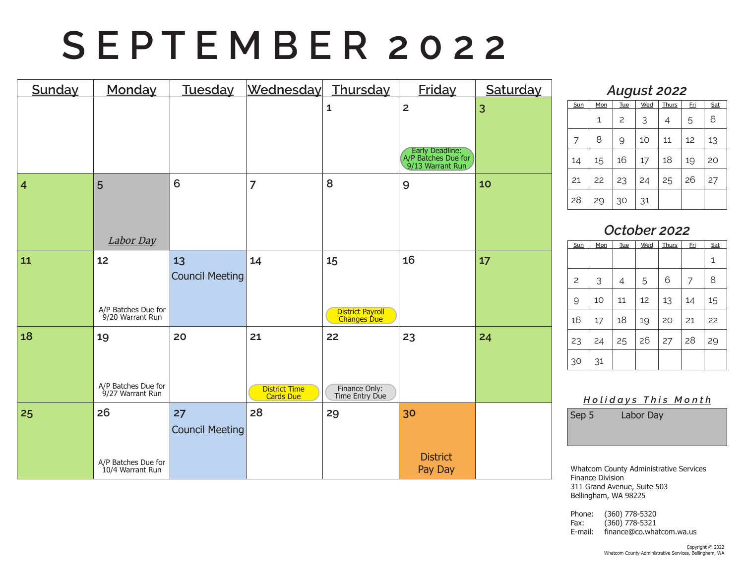# SEPTEMBER 2022

| Sunday | Monday | Tuesday | Wednesday | Thursday | Friday | Saturday |
|---|---|---|---|---|---|---|
| | | | | 1 | 2 Early Deadline: A/P Batches Due for 9/13 Warrant Run | 3 |
| 4 | 5 *Labor Day* | 6 | 7 | 8 | 9 | 10 |
| 11 | 12 A/P Batches Due for 9/20 Warrant Run | 13 Council Meeting | 14 | 15 District Payroll Changes Due | 16 | 17 |
| 18 | 19 A/P Batches Due for 9/27 Warrant Run | 20 | 21 District Time Cards Due | 22 Finance Only: Time Entry Due | 23 | 24 |
| 25 | 26 A/P Batches Due for 10/4 Warrant Run | 27 Council Meeting | 28 | 29 | 30 District Pay Day | |

## *August 2022*

| Sun | Mon | Tue | Wed | Thurs | Fri | Sat |
|---|---|---|---|---|---|---|
| | 1 | 2 | 3 | 4 | 5 | 6 |
| 7 | 8 | 9 | 10 | 11 | 12 | 13 |
| 14 | 15 | 16 | 17 | 18 | 19 | 20 |
| 21 | 22 | 23 | 24 | 25 | 26 | 27 |
| 28 | 29 | 30 | 31 | | | |

## *October 2022*

| Sun | Mon | Tue | Wed | Thurs | Fri | Sat |
|---|---|---|---|---|---|---|
| | | | | | | 1 |
| 2 | 3 | 4 | 5 | 6 | 7 | 8 |
| 9 | 10 | 11 | 12 | 13 | 14 | 15 |
| 16 | 17 | 18 | 19 | 20 | 21 | 22 |
| 23 | 24 | 25 | 26 | 27 | 28 | 29 |
| 30 | 31 | | | | | |

### *Holidays This Month*

| | |
|---|---|
| Sep 5 | Labor Day |

Whatcom County Administrative Services
Finance Division
311 Grand Avenue, Suite 503
Bellingham, WA 98225

Phone: (360) 778-5320
Fax: (360) 778-5321
E-mail: finance@co.whatcom.wa.us

Copyright © 2022
Whatcom County Administrative Services, Bellingham, WA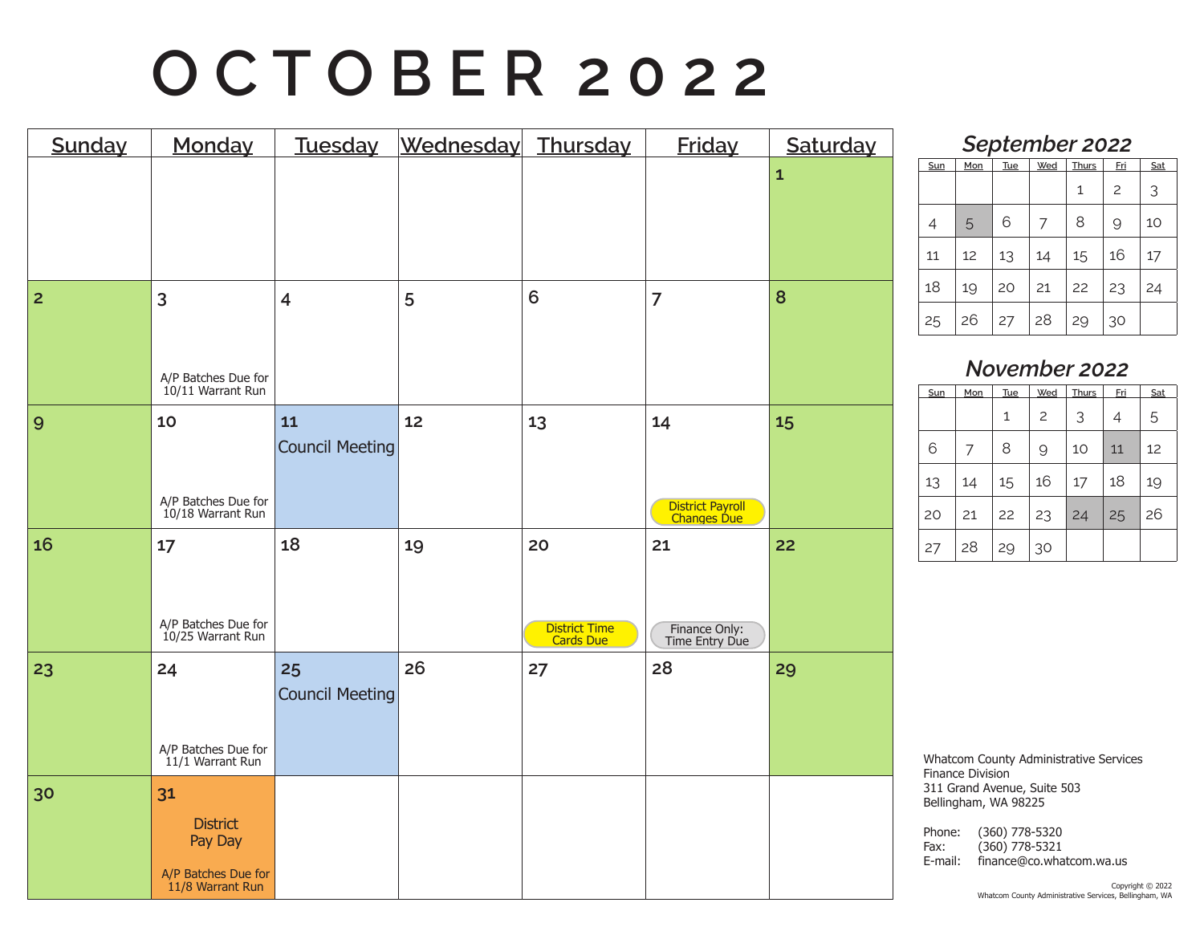# OCTOBER 2022

| Sunday | Monday | Tuesday | Wednesday | Thursday | Friday | Saturday |
|---|---|---|---|---|---|---|
| | | | | | | 1 |
| 2 | 3<br>A/P Batches Due for 10/11 Warrant Run | 4 | 5 | 6 | 7 | 8 |
| 9 | 10<br>A/P Batches Due for 10/18 Warrant Run | 11<br>Council Meeting | 12 | 13 | 14<br>District Payroll Changes Due | 15 |
| 16 | 17<br>A/P Batches Due for 10/25 Warrant Run | 18 | 19 | 20<br>District Time Cards Due | 21<br>Finance Only: Time Entry Due | 22 |
| 23 | 24<br>A/P Batches Due for 11/1 Warrant Run | 25<br>Council Meeting | 26 | 27 | 28 | 29 |
| 30 | 31<br>District Pay Day<br>A/P Batches Due for 11/8 Warrant Run | | | | | |

## September 2022

| Sun | Mon | Tue | Wed | Thurs | Fri | Sat |
|---|---|---|---|---|---|---|
| | | | | 1 | 2 | 3 |
| 4 | 5 | 6 | 7 | 8 | 9 | 10 |
| 11 | 12 | 13 | 14 | 15 | 16 | 17 |
| 18 | 19 | 20 | 21 | 22 | 23 | 24 |
| 25 | 26 | 27 | 28 | 29 | 30 | |

## November 2022

| Sun | Mon | Tue | Wed | Thurs | Fri | Sat |
|---|---|---|---|---|---|---|
| | | 1 | 2 | 3 | 4 | 5 |
| 6 | 7 | 8 | 9 | 10 | 11 | 12 |
| 13 | 14 | 15 | 16 | 17 | 18 | 19 |
| 20 | 21 | 22 | 23 | 24 | 25 | 26 |
| 27 | 28 | 29 | 30 | | | |

Whatcom County Administrative Services
Finance Division
311 Grand Avenue, Suite 503
Bellingham, WA 98225

Phone: (360) 778-5320
Fax: (360) 778-5321
E-mail: finance@co.whatcom.wa.us

Copyright © 2022
Whatcom County Administrative Services, Bellingham, WA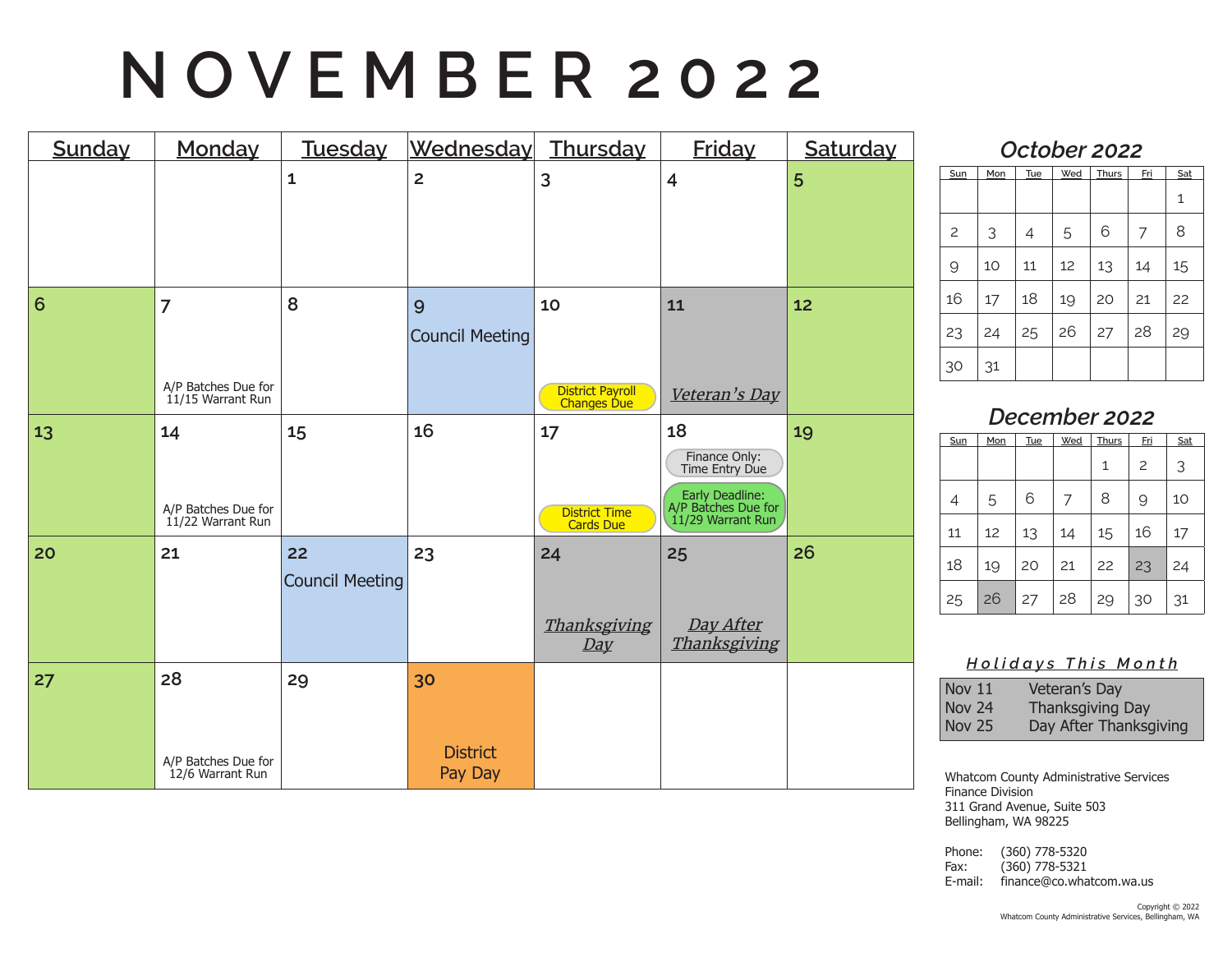# NOVEMBER 2022

| Sunday | Monday | Tuesday | Wednesday | Thursday | Friday | Saturday |
|---|---|---|---|---|---|---|
| | | 1 | 2 | 3 | 4 | 5 |
| 6 | 7<br>A/P Batches Due for 11/15 Warrant Run | 8 | 9<br>Council Meeting | 10<br>District Payroll Changes Due | 11<br>*Veteran's Day* | 12 |
| 13 | 14<br>A/P Batches Due for 11/22 Warrant Run | 15 | 16 | 17<br>District Time Cards Due | 18<br>Finance Only: Time Entry Due<br>Early Deadline: A/P Batches Due for 11/29 Warrant Run | 19 |
| 20 | 21 | 22<br>Council Meeting | 23 | 24<br>*Thanksgiving Day* | 25<br>*Day After Thanksgiving* | 26 |
| 27 | 28<br>A/P Batches Due for 12/6 Warrant Run | 29 | 30<br>District Pay Day | | | |

## October 2022

| Sun | Mon | Tue | Wed | Thurs | Fri | Sat |
|---|---|---|---|---|---|---|
| | | | | | | 1 |
| 2 | 3 | 4 | 5 | 6 | 7 | 8 |
| 9 | 10 | 11 | 12 | 13 | 14 | 15 |
| 16 | 17 | 18 | 19 | 20 | 21 | 22 |
| 23 | 24 | 25 | 26 | 27 | 28 | 29 |
| 30 | 31 | | | | | |

## December 2022

| Sun | Mon | Tue | Wed | Thurs | Fri | Sat |
|---|---|---|---|---|---|---|
| | | | | 1 | 2 | 3 |
| 4 | 5 | 6 | 7 | 8 | 9 | 10 |
| 11 | 12 | 13 | 14 | 15 | 16 | 17 |
| 18 | 19 | 20 | 21 | 22 | 23 | 24 |
| 25 | 26 | 27 | 28 | 29 | 30 | 31 |

## *Holidays This Month*

| | |
|---|---|
| Nov 11 | Veteran's Day |
| Nov 24 | Thanksgiving Day |
| Nov 25 | Day After Thanksgiving |

Whatcom County Administrative Services
Finance Division
311 Grand Avenue, Suite 503
Bellingham, WA 98225

Phone: (360) 778-5320
Fax: (360) 778-5321
E-mail: finance@co.whatcom.wa.us

Copyright © 2022
Whatcom County Administrative Services, Bellingham, WA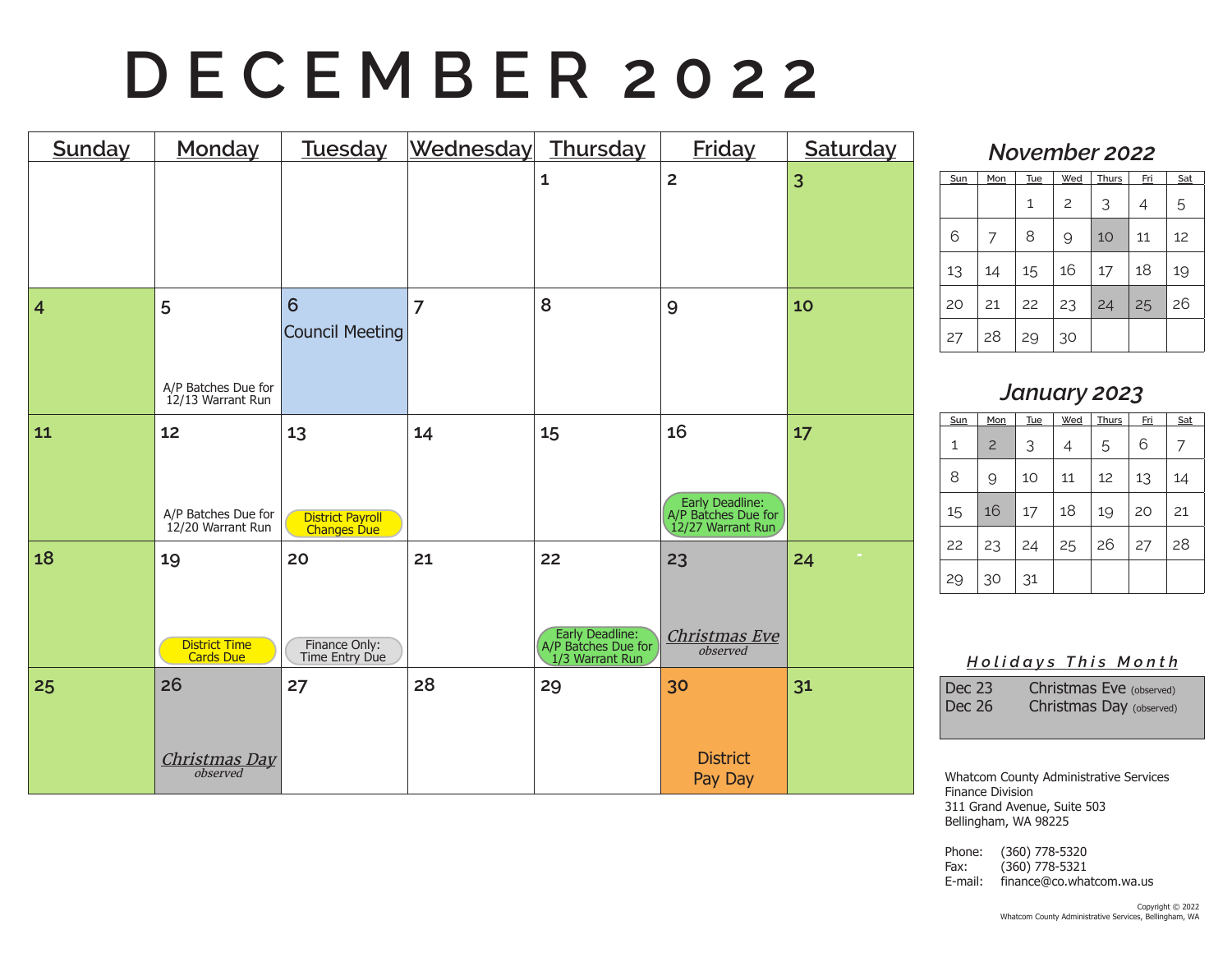# DECEMBER 2022

| Sunday | Monday | Tuesday | Wednesday | Thursday | Friday | Saturday |
|---|---|---|---|---|---|---|
| | | | | 1 | 2 | 3 |
| 4 | 5<br>A/P Batches Due for 12/13 Warrant Run | 6<br>Council Meeting | 7 | 8 | 9 | 10 |
| 11 | 12<br>A/P Batches Due for 12/20 Warrant Run | 13<br>District Payroll Changes Due | 14 | 15 | 16<br>Early Deadline: A/P Batches Due for 12/27 Warrant Run | 17 |
| 18 | 19<br>District Time Cards Due | 20<br>Finance Only: Time Entry Due | 21 | 22<br>Early Deadline: A/P Batches Due for 1/3 Warrant Run | 23<br>*Christmas Eve* *observed* | 24 |
| 25 | 26<br>*Christmas Day* *observed* | 27 | 28 | 29 | 30<br>District Pay Day | 31 |

## November 2022

| Sun | Mon | Tue | Wed | Thurs | Fri | Sat |
|---|---|---|---|---|---|---|
| | | 1 | 2 | 3 | 4 | 5 |
| 6 | 7 | 8 | 9 | 10 | 11 | 12 |
| 13 | 14 | 15 | 16 | 17 | 18 | 19 |
| 20 | 21 | 22 | 23 | 24 | 25 | 26 |
| 27 | 28 | 29 | 30 | | | |

## January 2023

| Sun | Mon | Tue | Wed | Thurs | Fri | Sat |
|---|---|---|---|---|---|---|
| 1 | 2 | 3 | 4 | 5 | 6 | 7 |
| 8 | 9 | 10 | 11 | 12 | 13 | 14 |
| 15 | 16 | 17 | 18 | 19 | 20 | 21 |
| 22 | 23 | 24 | 25 | 26 | 27 | 28 |
| 29 | 30 | 31 | | | | |

### *Holidays This Month*

| | |
|---|---|
| Dec 23 | Christmas Eve (observed) |
| Dec 26 | Christmas Day (observed) |

Whatcom County Administrative Services
Finance Division
311 Grand Avenue, Suite 503
Bellingham, WA 98225

Phone: (360) 778-5320
Fax: (360) 778-5321
E-mail: finance@co.whatcom.wa.us

Copyright © 2022
Whatcom County Administrative Services, Bellingham, WA